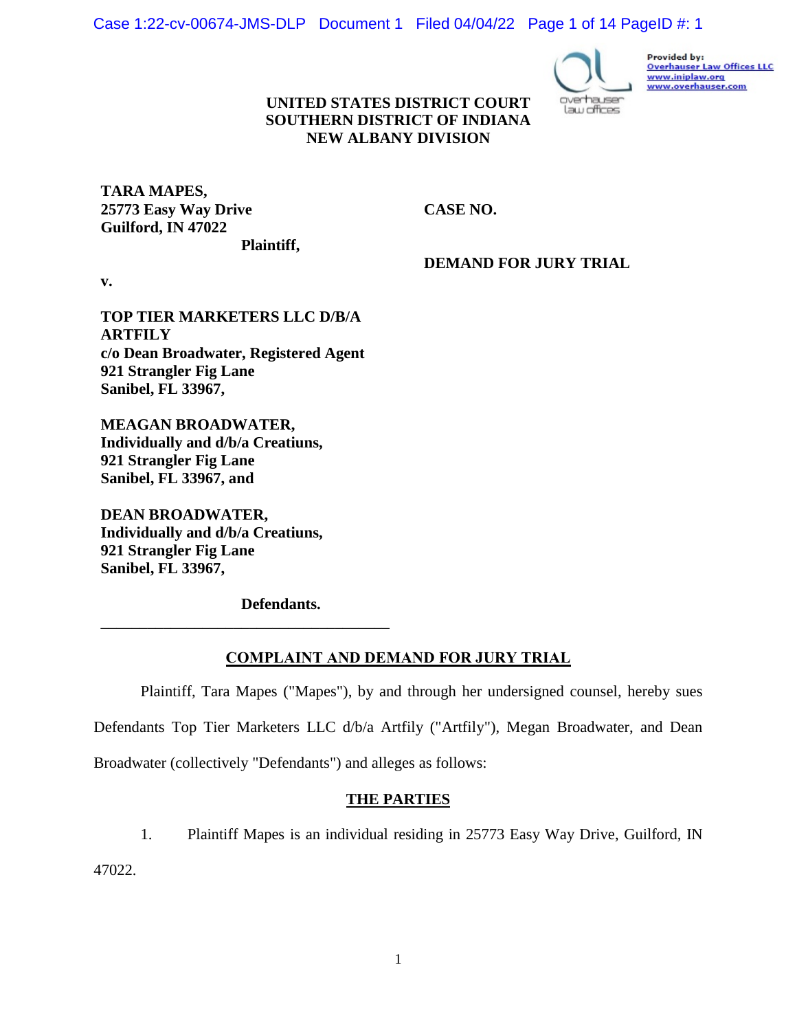Provided by:
Overhauser Law Offices LLC
www.iniplaw.org
www.overhauser.com

**UNITED STATES DISTRICT COURT**
**SOUTHERN DISTRICT OF INDIANA**
**NEW ALBANY DIVISION**

**TARA MAPES,**
**25773 Easy Way Drive**
**Guilford, IN 47022**
**Plaintiff,**

**CASE NO.**

**DEMAND FOR JURY TRIAL**

**v.**

**TOP TIER MARKETERS LLC D/B/A ARTFILY**
**c/o Dean Broadwater, Registered Agent**
**921 Strangler Fig Lane**
**Sanibel, FL 33967,**

**MEAGAN BROADWATER,**
**Individually and d/b/a Creatiuns,**
**921 Strangler Fig Lane**
**Sanibel, FL 33967, and**

**DEAN BROADWATER,**
**Individually and d/b/a Creatiuns,**
**921 Strangler Fig Lane**
**Sanibel, FL 33967,**

**Defendants.**

## COMPLAINT AND DEMAND FOR JURY TRIAL

Plaintiff, Tara Mapes ("Mapes"), by and through her undersigned counsel, hereby sues Defendants Top Tier Marketers LLC d/b/a Artfily ("Artfily"), Megan Broadwater, and Dean Broadwater (collectively "Defendants") and alleges as follows:

## THE PARTIES

1. Plaintiff Mapes is an individual residing in 25773 Easy Way Drive, Guilford, IN 47022.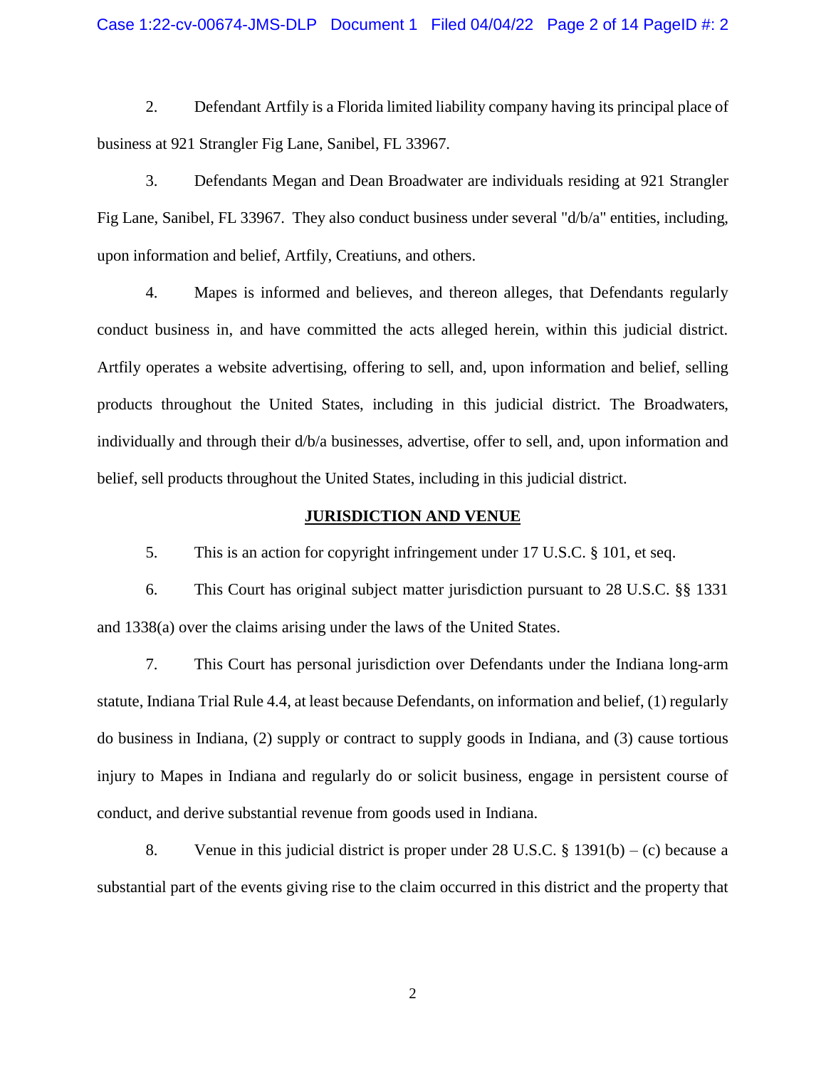2. Defendant Artfily is a Florida limited liability company having its principal place of business at 921 Strangler Fig Lane, Sanibel, FL 33967.

3. Defendants Megan and Dean Broadwater are individuals residing at 921 Strangler Fig Lane, Sanibel, FL 33967. They also conduct business under several "d/b/a" entities, including, upon information and belief, Artfily, Creatiuns, and others.

4. Mapes is informed and believes, and thereon alleges, that Defendants regularly conduct business in, and have committed the acts alleged herein, within this judicial district. Artfily operates a website advertising, offering to sell, and, upon information and belief, selling products throughout the United States, including in this judicial district. The Broadwaters, individually and through their d/b/a businesses, advertise, offer to sell, and, upon information and belief, sell products throughout the United States, including in this judicial district.

## JURISDICTION AND VENUE

5. This is an action for copyright infringement under 17 U.S.C. § 101, et seq.

6. This Court has original subject matter jurisdiction pursuant to 28 U.S.C. §§ 1331 and 1338(a) over the claims arising under the laws of the United States.

7. This Court has personal jurisdiction over Defendants under the Indiana long-arm statute, Indiana Trial Rule 4.4, at least because Defendants, on information and belief, (1) regularly do business in Indiana, (2) supply or contract to supply goods in Indiana, and (3) cause tortious injury to Mapes in Indiana and regularly do or solicit business, engage in persistent course of conduct, and derive substantial revenue from goods used in Indiana.

8. Venue in this judicial district is proper under 28 U.S.C. § 1391(b) – (c) because a substantial part of the events giving rise to the claim occurred in this district and the property that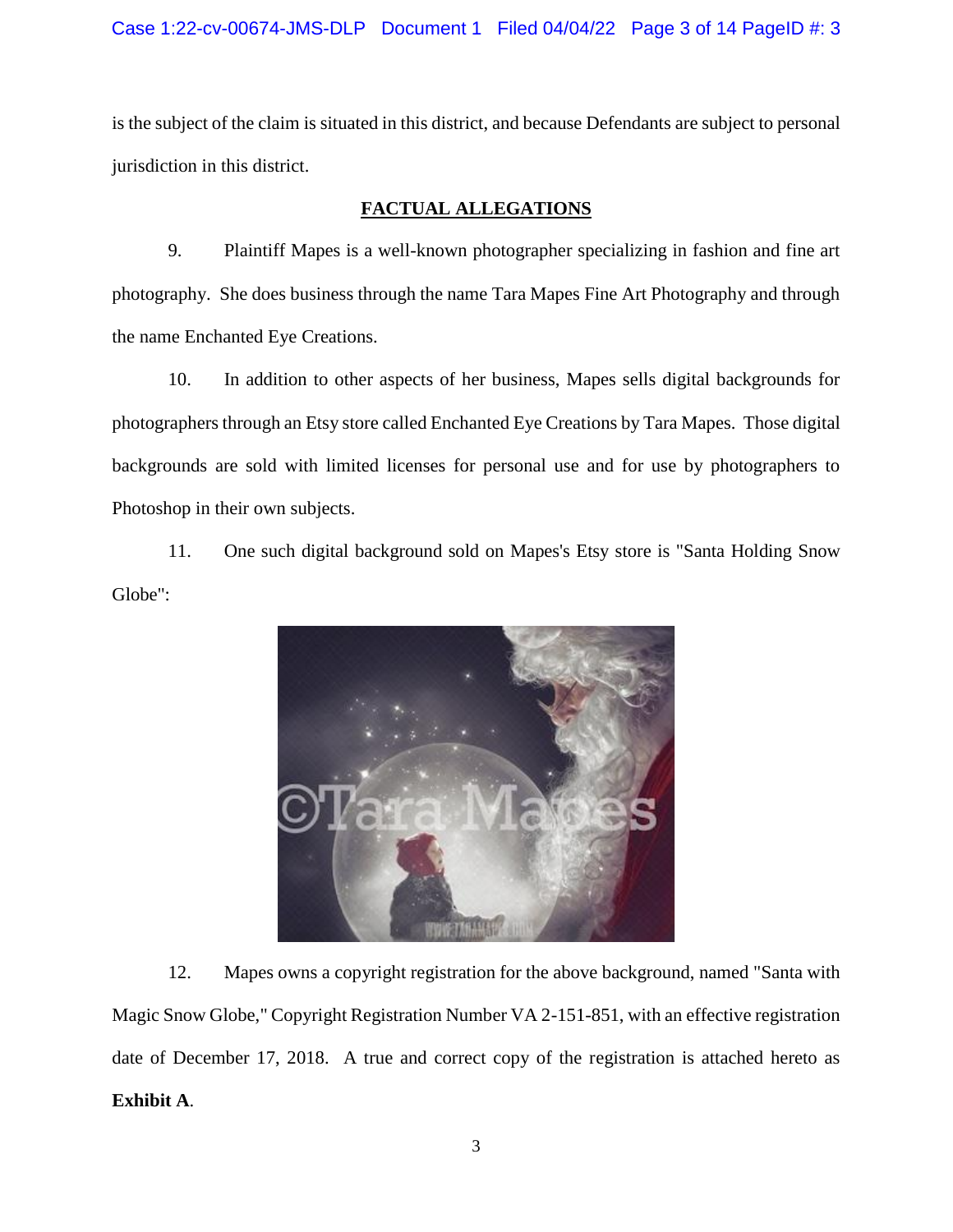is the subject of the claim is situated in this district, and because Defendants are subject to personal jurisdiction in this district.

## FACTUAL ALLEGATIONS

9. Plaintiff Mapes is a well-known photographer specializing in fashion and fine art photography. She does business through the name Tara Mapes Fine Art Photography and through the name Enchanted Eye Creations.

10. In addition to other aspects of her business, Mapes sells digital backgrounds for photographers through an Etsy store called Enchanted Eye Creations by Tara Mapes. Those digital backgrounds are sold with limited licenses for personal use and for use by photographers to Photoshop in their own subjects.

11. One such digital background sold on Mapes's Etsy store is "Santa Holding Snow Globe":

12. Mapes owns a copyright registration for the above background, named "Santa with Magic Snow Globe," Copyright Registration Number VA 2-151-851, with an effective registration date of December 17, 2018. A true and correct copy of the registration is attached hereto as **Exhibit A**.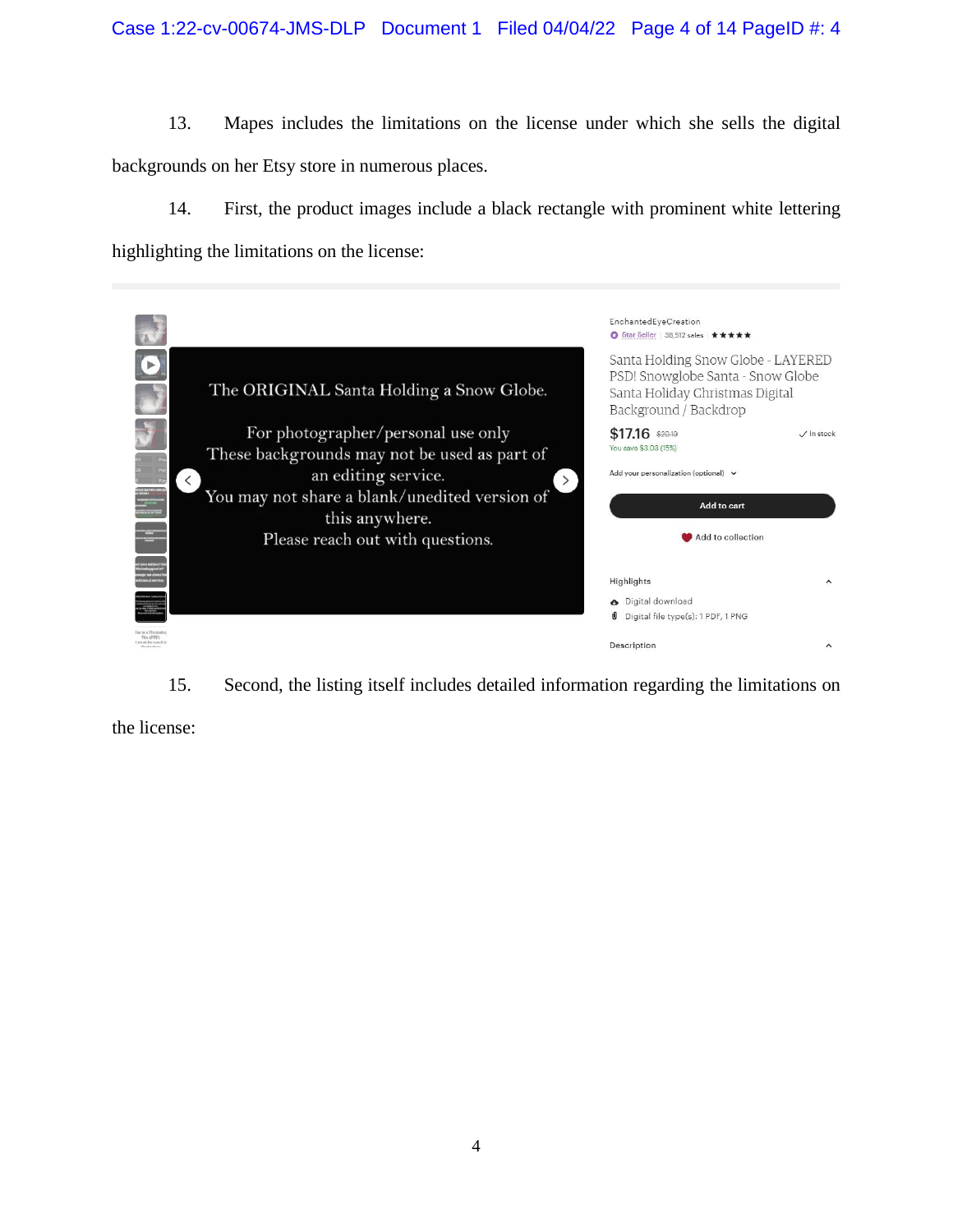13. Mapes includes the limitations on the license under which she sells the digital backgrounds on her Etsy store in numerous places.

14. First, the product images include a black rectangle with prominent white lettering highlighting the limitations on the license:

The ORIGINAL Santa Holding a Snow Globe.

For photographer/personal use only
These backgrounds may not be used as part of an editing service.
You may not share a blank/unedited version of this anywhere.
Please reach out with questions.

EnchantedEyeCreation
Star Seller | 38,512 sales ★★★★★

Santa Holding Snow Globe - LAYERED PSD! Snowglobe Santa - Snow Globe Santa Holiday Christmas Digital Background / Backdrop

$17.16 ~~$20.19~~ ✓ In stock
You save $3.03 (15%)

Add your personalization (optional)

Add to cart

Add to collection

Highlights

Digital download

Digital file type(s): 1 PDF, 1 PNG

Description

15. Second, the listing itself includes detailed information regarding the limitations on the license: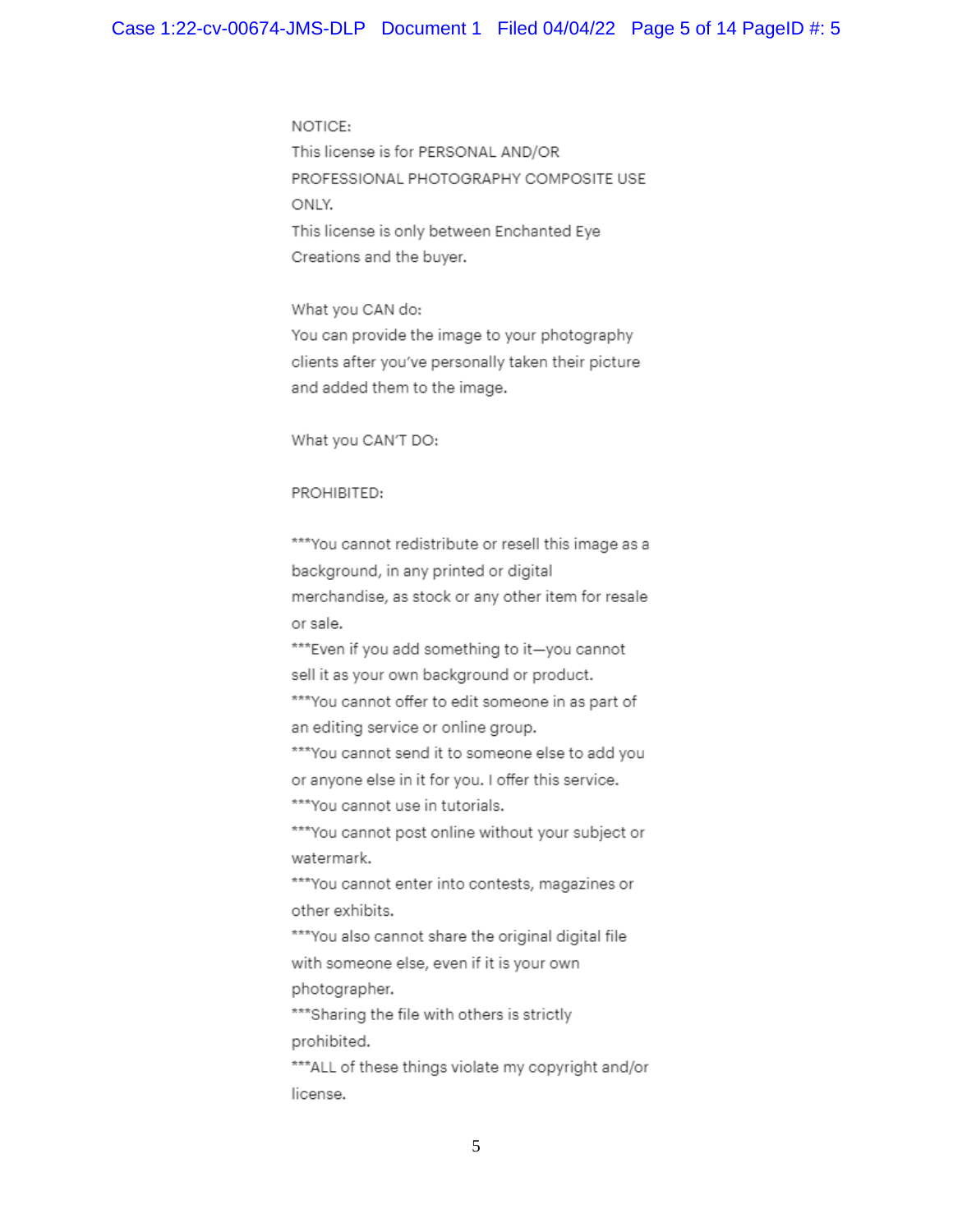NOTICE:
This license is for PERSONAL AND/OR PROFESSIONAL PHOTOGRAPHY COMPOSITE USE ONLY.
This license is only between Enchanted Eye Creations and the buyer.

What you CAN do:
You can provide the image to your photography clients after you've personally taken their picture and added them to the image.

What you CAN'T DO:

PROHIBITED:

***You cannot redistribute or resell this image as a background, in any printed or digital merchandise, as stock or any other item for resale or sale.
***Even if you add something to it—you cannot sell it as your own background or product.
***You cannot offer to edit someone in as part of an editing service or online group.
***You cannot send it to someone else to add you or anyone else in it for you. I offer this service.
***You cannot use in tutorials.
***You cannot post online without your subject or watermark.
***You cannot enter into contests, magazines or other exhibits.
***You also cannot share the original digital file with someone else, even if it is your own photographer.
***Sharing the file with others is strictly prohibited.
***ALL of these things violate my copyright and/or license.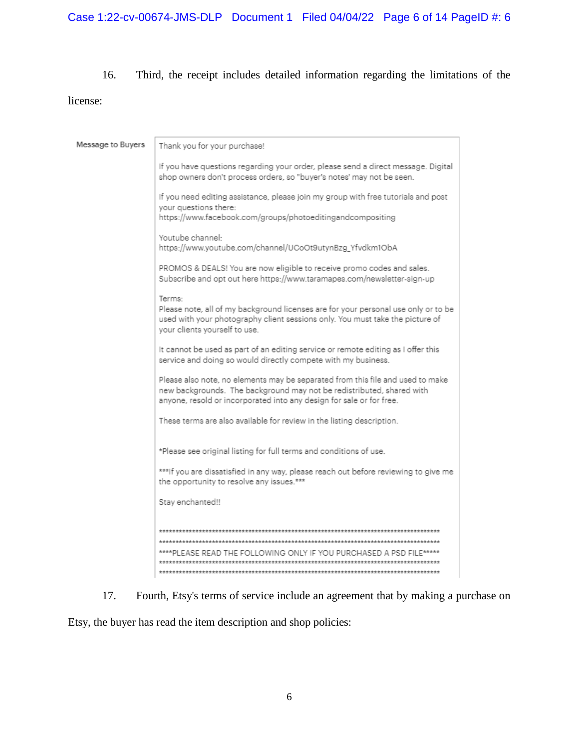16. Third, the receipt includes detailed information regarding the limitations of the license:

Message to Buyers

> Thank you for your purchase!
>
> If you have questions regarding your order, please send a direct message. Digital shop owners don't process orders, so "buyer's notes' may not be seen.
>
> If you need editing assistance, please join my group with free tutorials and post your questions there:
> https://www.facebook.com/groups/photoeditingandcompositing
>
> Youtube channel:
> https://www.youtube.com/channel/UCoOt9utynBzg_Yfvdkm1ObA
>
> PROMOS & DEALS! You are now eligible to receive promo codes and sales. Subscribe and opt out here https://www.taramapes.com/newsletter-sign-up
>
> Terms:
> Please note, all of my background licenses are for your personal use only or to be used with your photography client sessions only. You must take the picture of your clients yourself to use.
>
> It cannot be used as part of an editing service or remote editing as I offer this service and doing so would directly compete with my business.
>
> Please also note, no elements may be separated from this file and used to make new backgrounds. The background may not be redistributed, shared with anyone, resold or incorporated into any design for sale or for free.
>
> These terms are also available for review in the listing description.
>
> *Please see original listing for full terms and conditions of use.
>
> ***If you are dissatisfied in any way, please reach out before reviewing to give me the opportunity to resolve any issues.***
>
> Stay enchanted!!
>
> ****************************************************************************************
> ****************************************************************************************
> ****PLEASE READ THE FOLLOWING ONLY IF YOU PURCHASED A PSD FILE*****
> ****************************************************************************************
> ****************************************************************************************

17. Fourth, Etsy's terms of service include an agreement that by making a purchase on Etsy, the buyer has read the item description and shop policies: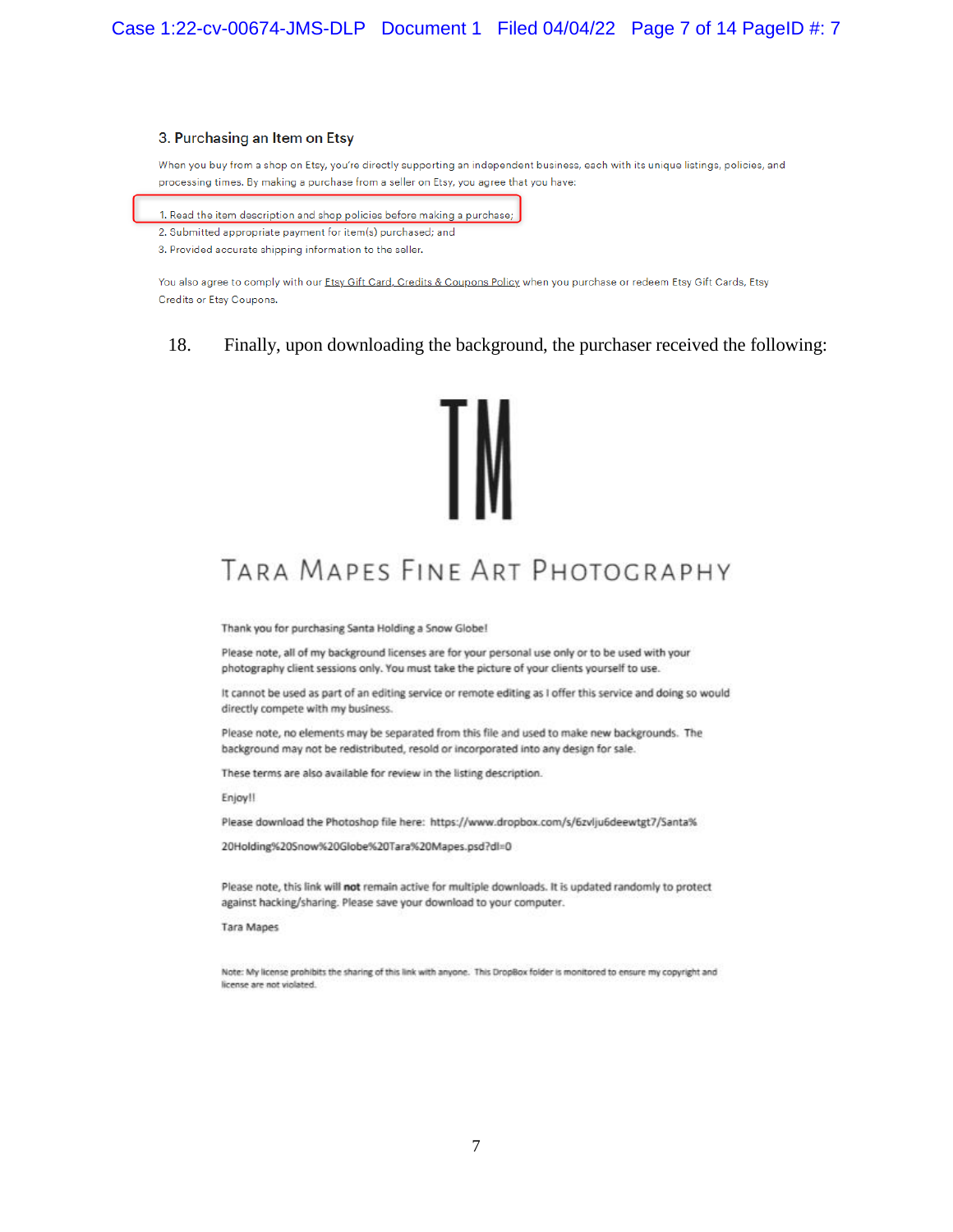### 3. Purchasing an Item on Etsy

When you buy from a shop on Etsy, you're directly supporting an independent business, each with its unique listings, policies, and processing times. By making a purchase from a seller on Etsy, you agree that you have:

1. Read the item description and shop policies before making a purchase;
2. Submitted appropriate payment for item(s) purchased; and
3. Provided accurate shipping information to the seller.

You also agree to comply with our Etsy Gift Card, Credits & Coupons Policy when you purchase or redeem Etsy Gift Cards, Etsy Credits or Etsy Coupons.

18. Finally, upon downloading the background, the purchaser received the following:

TM

TARA MAPES FINE ART PHOTOGRAPHY

Thank you for purchasing Santa Holding a Snow Globe!

Please note, all of my background licenses are for your personal use only or to be used with your photography client sessions only. You must take the picture of your clients yourself to use.

It cannot be used as part of an editing service or remote editing as I offer this service and doing so would directly compete with my business.

Please note, no elements may be separated from this file and used to make new backgrounds. The background may not be redistributed, resold or incorporated into any design for sale.

These terms are also available for review in the listing description.

Enjoy!!

Please download the Photoshop file here: https://www.dropbox.com/s/6zvlju6deewtgt7/Santa%20Holding%20Snow%20Globe%20Tara%20Mapes.psd?dl=0

Please note, this link will **not** remain active for multiple downloads. It is updated randomly to protect against hacking/sharing. Please save your download to your computer.

Tara Mapes

Note: My license prohibits the sharing of this link with anyone. This DropBox folder is monitored to ensure my copyright and license are not violated.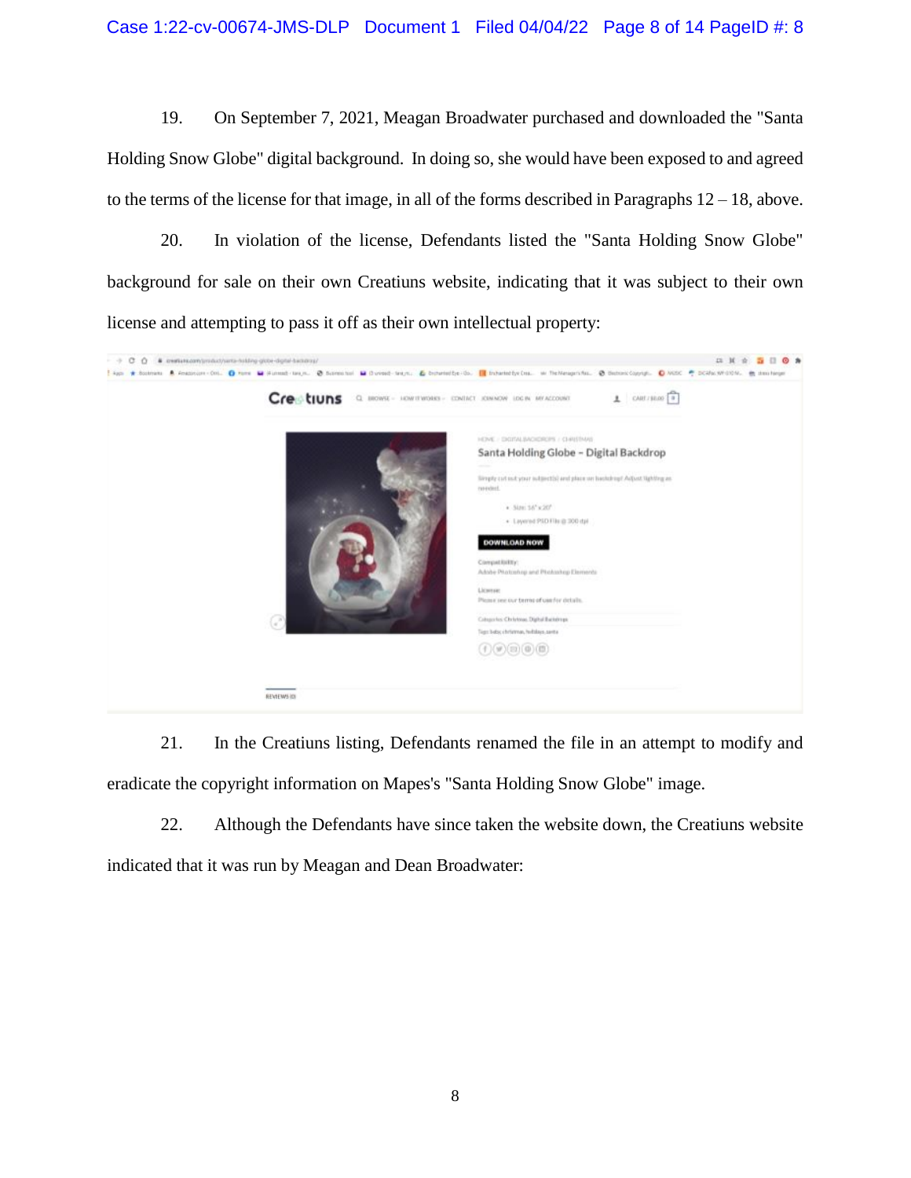19. On September 7, 2021, Meagan Broadwater purchased and downloaded the "Santa Holding Snow Globe" digital background. In doing so, she would have been exposed to and agreed to the terms of the license for that image, in all of the forms described in Paragraphs 12 – 18, above.

20. In violation of the license, Defendants listed the "Santa Holding Snow Globe" background for sale on their own Creatiuns website, indicating that it was subject to their own license and attempting to pass it off as their own intellectual property:

21. In the Creatiuns listing, Defendants renamed the file in an attempt to modify and eradicate the copyright information on Mapes's "Santa Holding Snow Globe" image.

22. Although the Defendants have since taken the website down, the Creatiuns website indicated that it was run by Meagan and Dean Broadwater: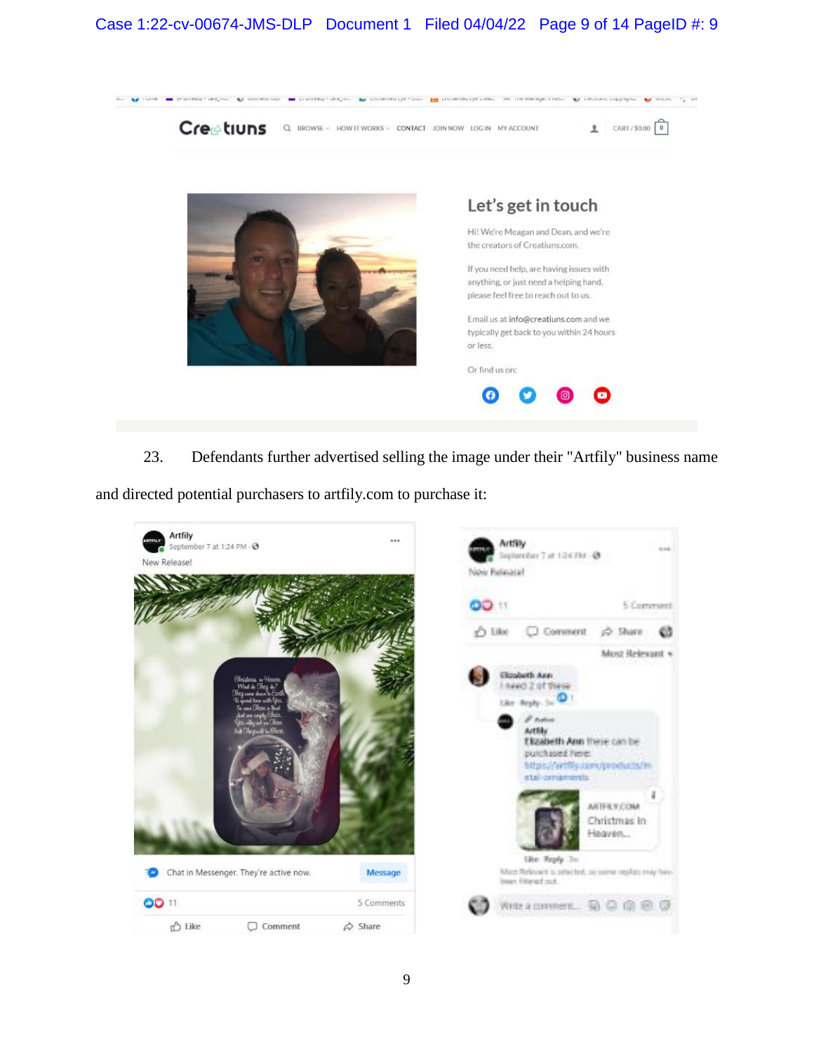23. Defendants further advertised selling the image under their "Artfily" business name and directed potential purchasers to artfily.com to purchase it: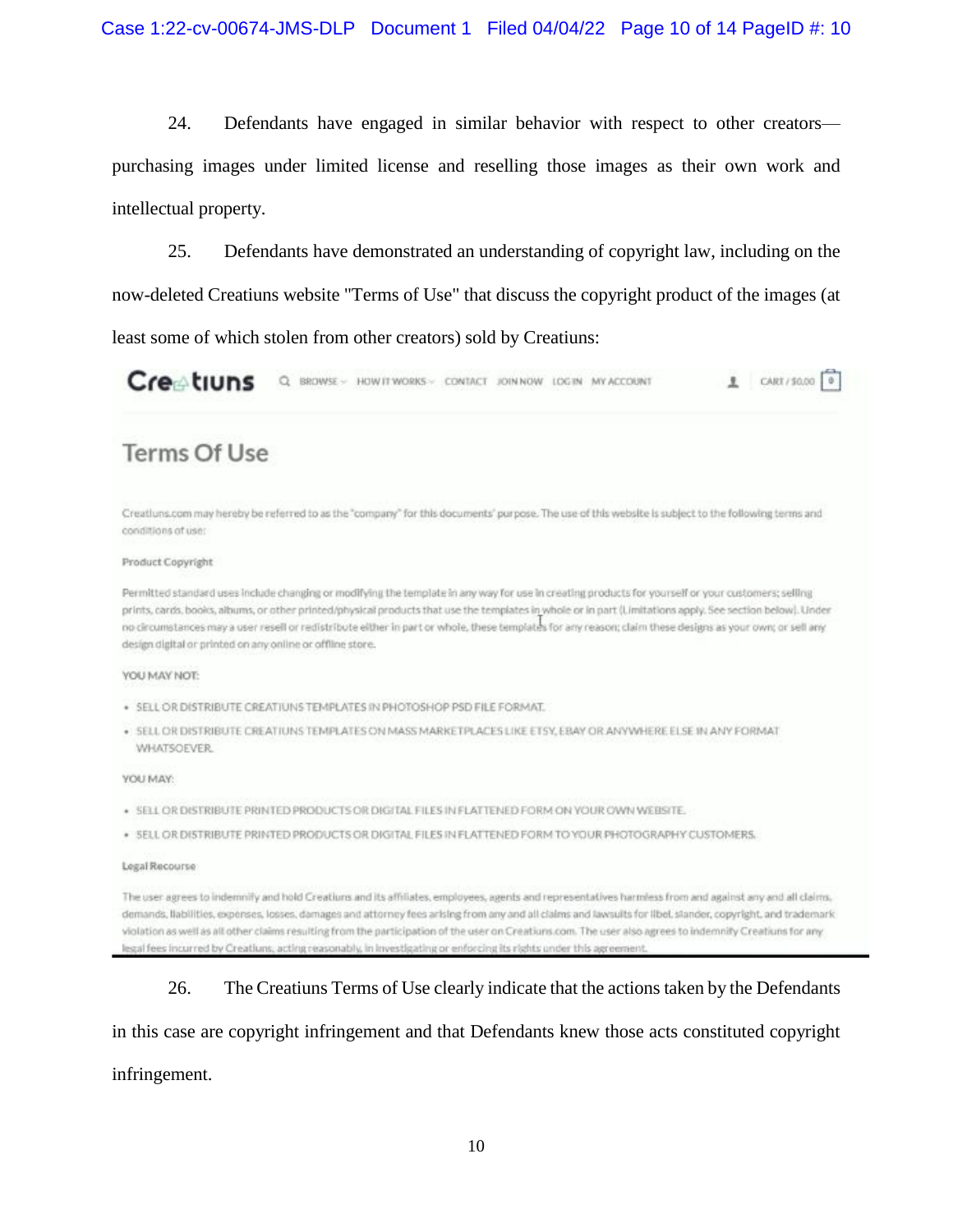24. Defendants have engaged in similar behavior with respect to other creators—purchasing images under limited license and reselling those images as their own work and intellectual property.

25. Defendants have demonstrated an understanding of copyright law, including on the now-deleted Creatiuns website "Terms of Use" that discuss the copyright product of the images (at least some of which stolen from other creators) sold by Creatiuns:

Creatiuns  BROWSE  HOW IT WORKS  CONTACT  JOIN NOW  LOG IN  MY ACCOUNT  CART / $0.00  0

## Terms Of Use

Creatiuns.com may hereby be referred to as the "company" for this documents' purpose. The use of this website is subject to the following terms and conditions of use:

**Product Copyright**

Permitted standard uses include changing or modifying the template in any way for use in creating products for yourself or your customers; selling prints, cards, books, albums, or other printed/physical products that use the templates in whole or in part (Limitations apply. See section below). Under no circumstances may a user resell or redistribute either in part or whole, these templates for any reason; claim these designs as your own; or sell any design digital or printed on any online or offline store.

YOU MAY NOT:

- SELL OR DISTRIBUTE CREATIUNS TEMPLATES IN PHOTOSHOP PSD FILE FORMAT.
- SELL OR DISTRIBUTE CREATIUNS TEMPLATES ON MASS MARKETPLACES LIKE ETSY, EBAY OR ANYWHERE ELSE IN ANY FORMAT WHATSOEVER.

YOU MAY:

- SELL OR DISTRIBUTE PRINTED PRODUCTS OR DIGITAL FILES IN FLATTENED FORM ON YOUR OWN WEBSITE.
- SELL OR DISTRIBUTE PRINTED PRODUCTS OR DIGITAL FILES IN FLATTENED FORM TO YOUR PHOTOGRAPHY CUSTOMERS.

**Legal Recourse**

The user agrees to indemnify and hold Creatiuns and its affiliates, employees, agents and representatives harmless from and against any and all claims, demands, liabilities, expenses, losses, damages and attorney fees arising from any and all claims and lawsuits for libel, slander, copyright, and trademark violation as well as all other claims resulting from the participation of the user on Creatiuns.com. The user also agrees to indemnify Creatiuns for any legal fees incurred by Creatiuns, acting reasonably, in investigating or enforcing its rights under this agreement.

26. The Creatiuns Terms of Use clearly indicate that the actions taken by the Defendants in this case are copyright infringement and that Defendants knew those acts constituted copyright infringement.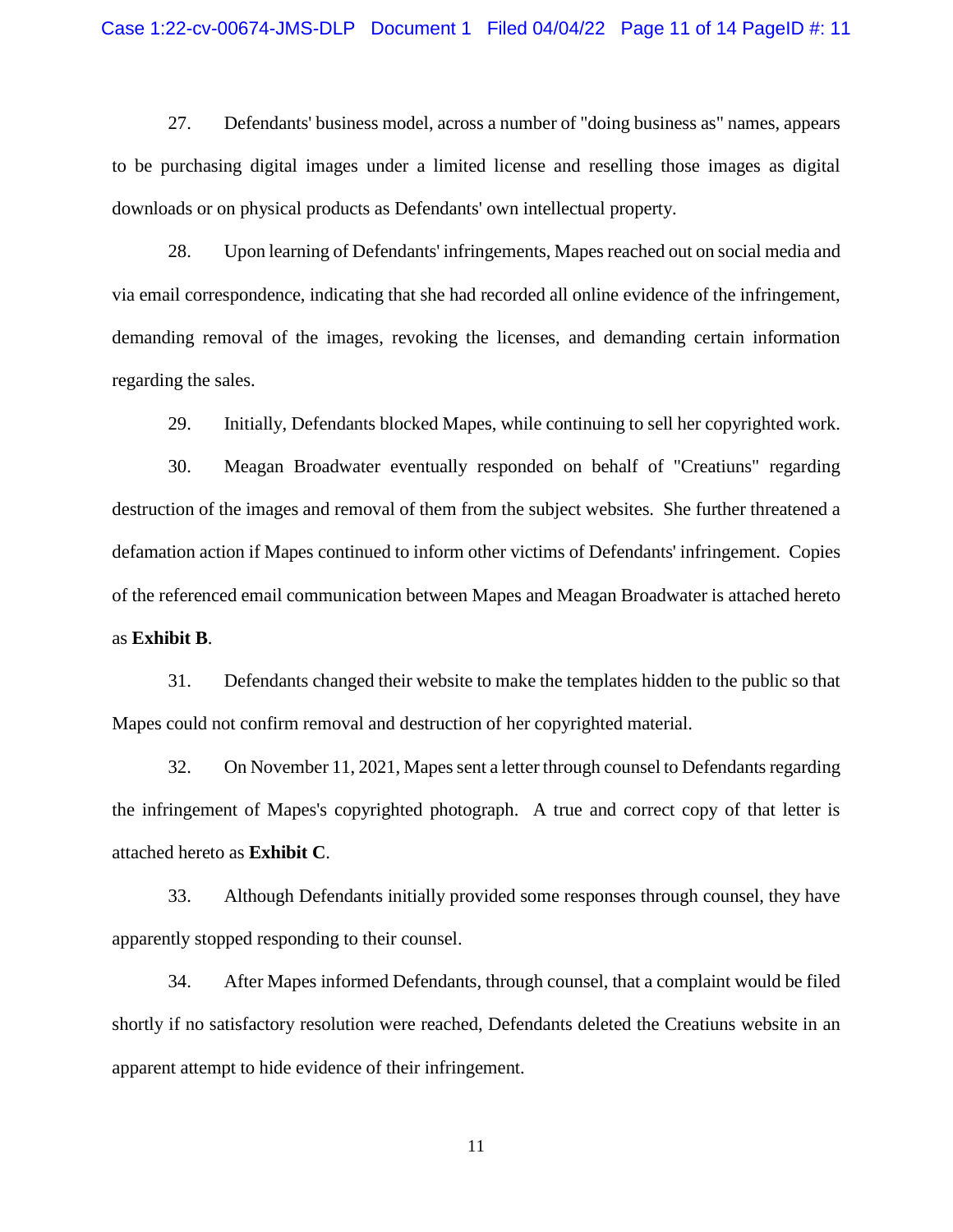27. Defendants' business model, across a number of "doing business as" names, appears to be purchasing digital images under a limited license and reselling those images as digital downloads or on physical products as Defendants' own intellectual property.

28. Upon learning of Defendants' infringements, Mapes reached out on social media and via email correspondence, indicating that she had recorded all online evidence of the infringement, demanding removal of the images, revoking the licenses, and demanding certain information regarding the sales.

29. Initially, Defendants blocked Mapes, while continuing to sell her copyrighted work.

30. Meagan Broadwater eventually responded on behalf of "Creatiuns" regarding destruction of the images and removal of them from the subject websites. She further threatened a defamation action if Mapes continued to inform other victims of Defendants' infringement. Copies of the referenced email communication between Mapes and Meagan Broadwater is attached hereto as **Exhibit B**.

31. Defendants changed their website to make the templates hidden to the public so that Mapes could not confirm removal and destruction of her copyrighted material.

32. On November 11, 2021, Mapes sent a letter through counsel to Defendants regarding the infringement of Mapes's copyrighted photograph. A true and correct copy of that letter is attached hereto as **Exhibit C**.

33. Although Defendants initially provided some responses through counsel, they have apparently stopped responding to their counsel.

34. After Mapes informed Defendants, through counsel, that a complaint would be filed shortly if no satisfactory resolution were reached, Defendants deleted the Creatiuns website in an apparent attempt to hide evidence of their infringement.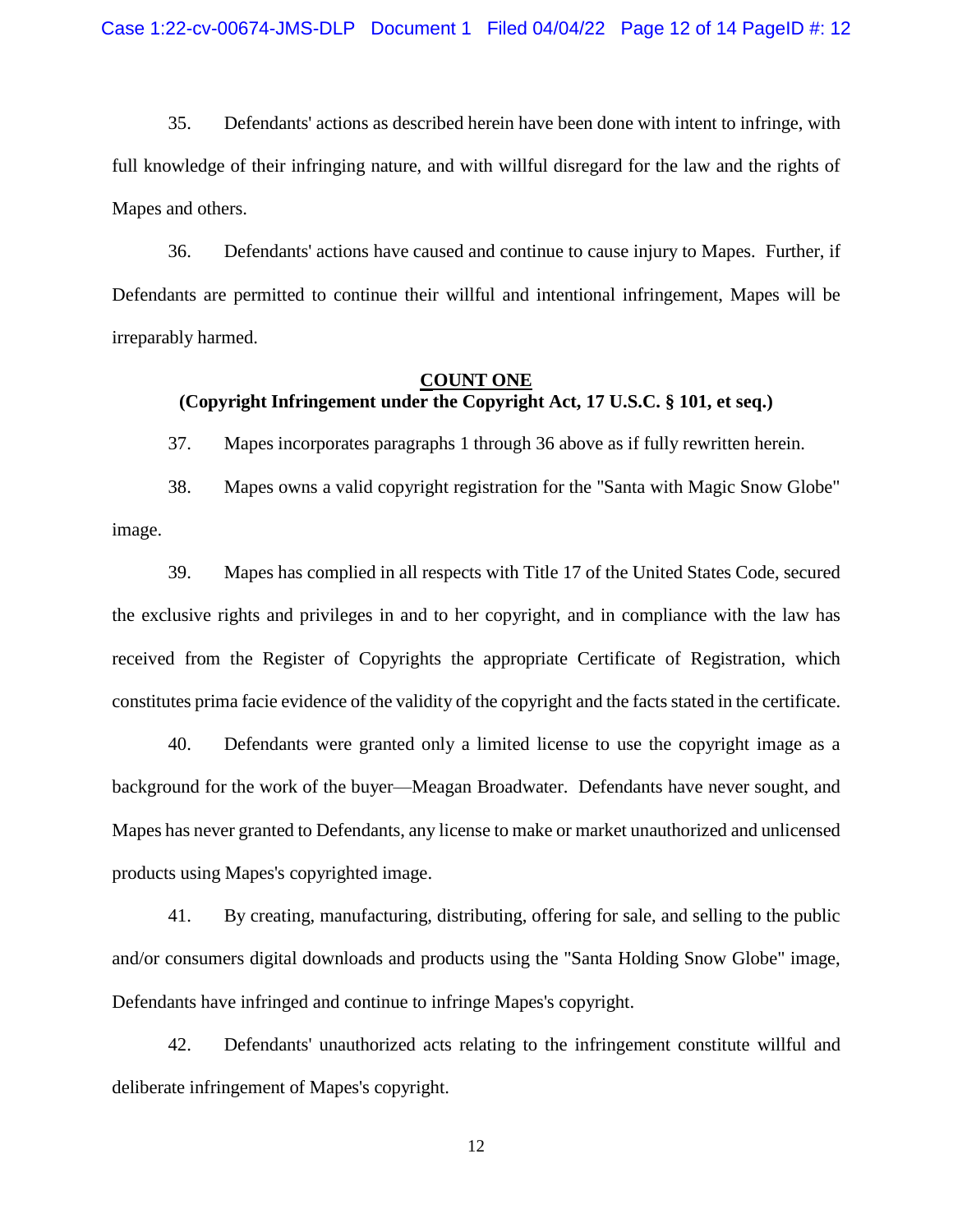35. Defendants' actions as described herein have been done with intent to infringe, with full knowledge of their infringing nature, and with willful disregard for the law and the rights of Mapes and others.

36. Defendants' actions have caused and continue to cause injury to Mapes. Further, if Defendants are permitted to continue their willful and intentional infringement, Mapes will be irreparably harmed.

**COUNT ONE**
**(Copyright Infringement under the Copyright Act, 17 U.S.C. § 101, et seq.)**

37. Mapes incorporates paragraphs 1 through 36 above as if fully rewritten herein.

38. Mapes owns a valid copyright registration for the "Santa with Magic Snow Globe" image.

39. Mapes has complied in all respects with Title 17 of the United States Code, secured the exclusive rights and privileges in and to her copyright, and in compliance with the law has received from the Register of Copyrights the appropriate Certificate of Registration, which constitutes prima facie evidence of the validity of the copyright and the facts stated in the certificate.

40. Defendants were granted only a limited license to use the copyright image as a background for the work of the buyer—Meagan Broadwater. Defendants have never sought, and Mapes has never granted to Defendants, any license to make or market unauthorized and unlicensed products using Mapes's copyrighted image.

41. By creating, manufacturing, distributing, offering for sale, and selling to the public and/or consumers digital downloads and products using the "Santa Holding Snow Globe" image, Defendants have infringed and continue to infringe Mapes's copyright.

42. Defendants' unauthorized acts relating to the infringement constitute willful and deliberate infringement of Mapes's copyright.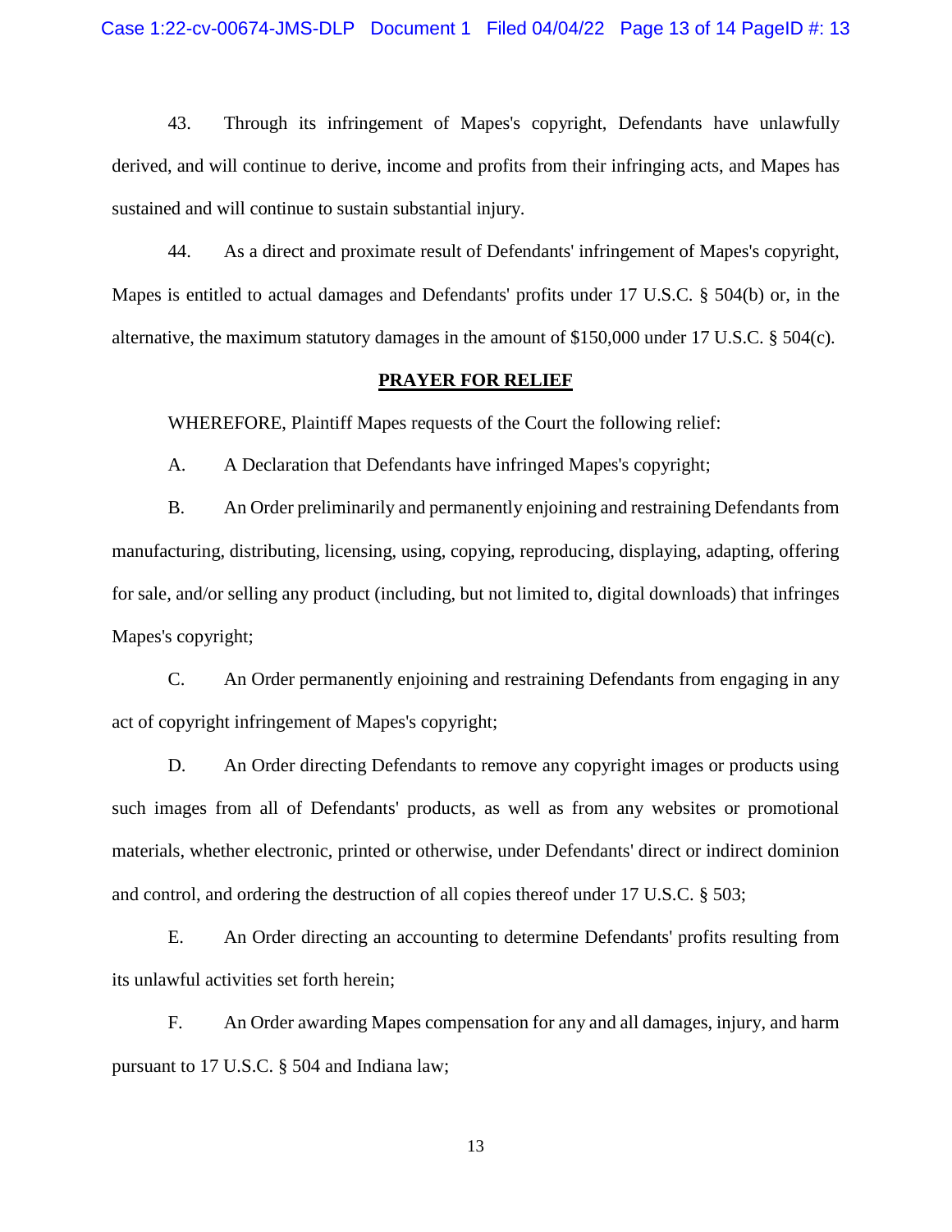43. Through its infringement of Mapes's copyright, Defendants have unlawfully derived, and will continue to derive, income and profits from their infringing acts, and Mapes has sustained and will continue to sustain substantial injury.

44. As a direct and proximate result of Defendants' infringement of Mapes's copyright, Mapes is entitled to actual damages and Defendants' profits under 17 U.S.C. § 504(b) or, in the alternative, the maximum statutory damages in the amount of $150,000 under 17 U.S.C. § 504(c).

**PRAYER FOR RELIEF**

WHEREFORE, Plaintiff Mapes requests of the Court the following relief:

A. A Declaration that Defendants have infringed Mapes's copyright;

B. An Order preliminarily and permanently enjoining and restraining Defendants from manufacturing, distributing, licensing, using, copying, reproducing, displaying, adapting, offering for sale, and/or selling any product (including, but not limited to, digital downloads) that infringes Mapes's copyright;

C. An Order permanently enjoining and restraining Defendants from engaging in any act of copyright infringement of Mapes's copyright;

D. An Order directing Defendants to remove any copyright images or products using such images from all of Defendants' products, as well as from any websites or promotional materials, whether electronic, printed or otherwise, under Defendants' direct or indirect dominion and control, and ordering the destruction of all copies thereof under 17 U.S.C. § 503;

E. An Order directing an accounting to determine Defendants' profits resulting from its unlawful activities set forth herein;

F. An Order awarding Mapes compensation for any and all damages, injury, and harm pursuant to 17 U.S.C. § 504 and Indiana law;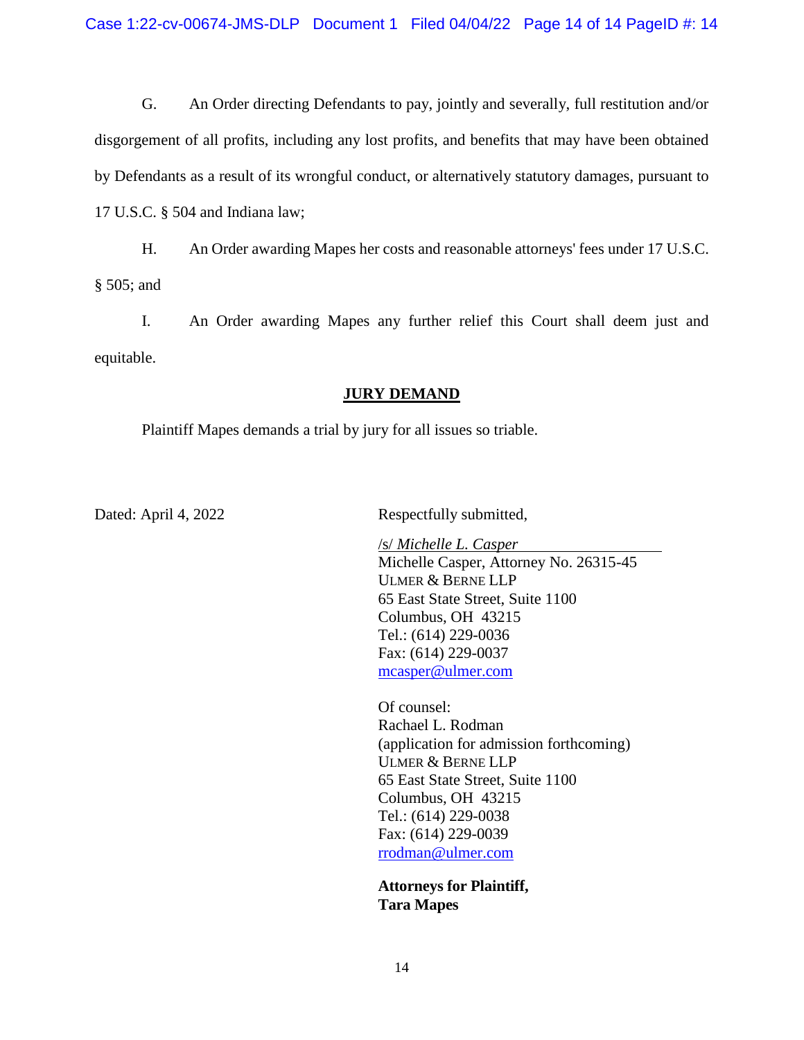G. An Order directing Defendants to pay, jointly and severally, full restitution and/or disgorgement of all profits, including any lost profits, and benefits that may have been obtained by Defendants as a result of its wrongful conduct, or alternatively statutory damages, pursuant to 17 U.S.C. § 504 and Indiana law;

H. An Order awarding Mapes her costs and reasonable attorneys' fees under 17 U.S.C. § 505; and

I. An Order awarding Mapes any further relief this Court shall deem just and equitable.

**JURY DEMAND**

Plaintiff Mapes demands a trial by jury for all issues so triable.

Dated: April 4, 2022

Respectfully submitted,

/s/ *Michelle L. Casper*
Michelle Casper, Attorney No. 26315-45
ULMER & BERNE LLP
65 East State Street, Suite 1100
Columbus, OH 43215
Tel.: (614) 229-0036
Fax: (614) 229-0037
mcasper@ulmer.com

Of counsel:
Rachael L. Rodman
(application for admission forthcoming)
ULMER & BERNE LLP
65 East State Street, Suite 1100
Columbus, OH 43215
Tel.: (614) 229-0038
Fax: (614) 229-0039
rrodman@ulmer.com

**Attorneys for Plaintiff,**
**Tara Mapes**